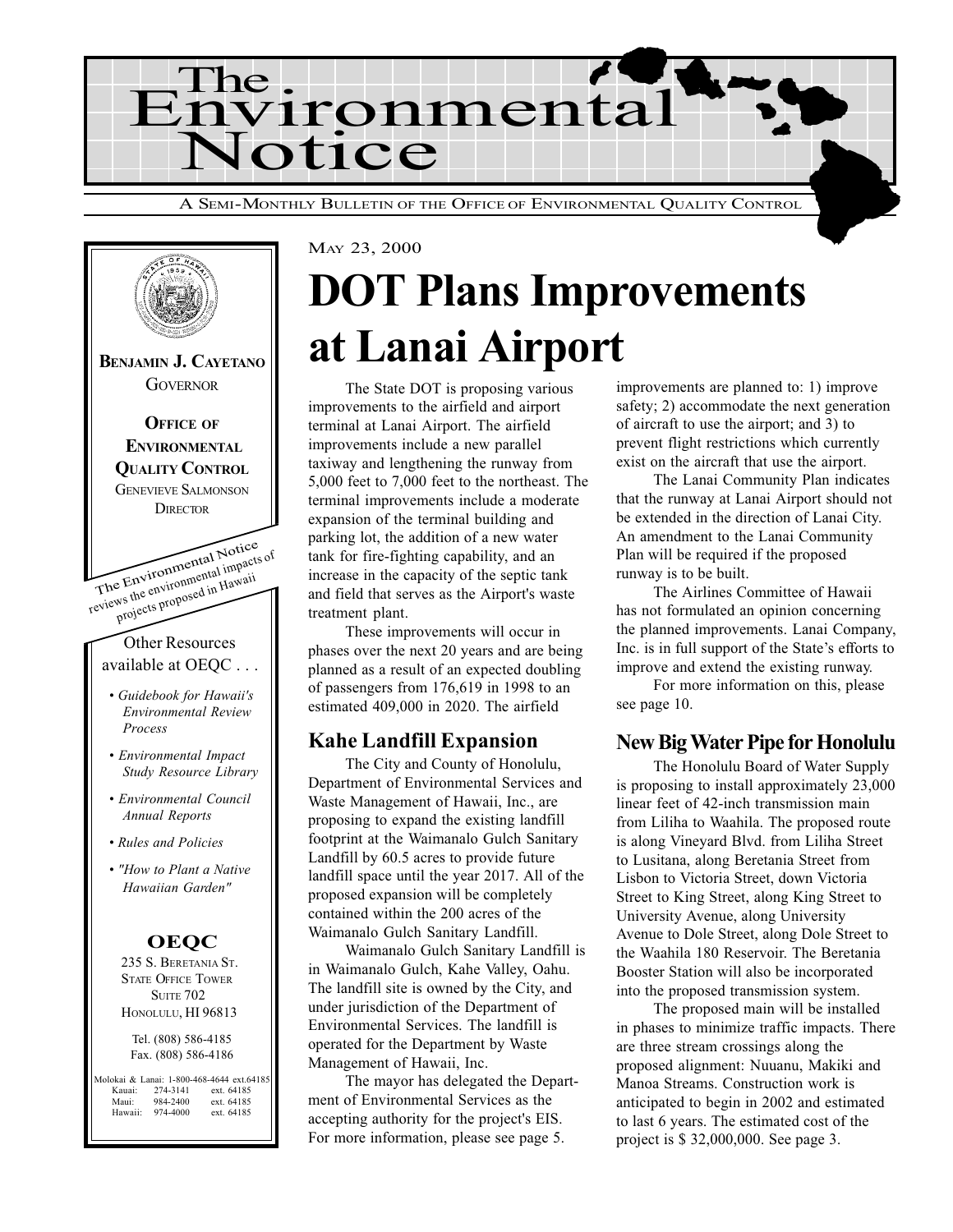# The Environmental Notice

A Semi-Monthly Bulletin of the Office of Environmental Quality Control

**Benjamin J. Cayetano**
Governor

**Office of Environmental Quality Control**
Genevieve Salmonson
Director

The Environmental Notice reviews the environmental impacts of projects proposed in Hawaii

Other Resources available at OEQC . . .

- *Guidebook for Hawaii's Environmental Review Process*
- *Environmental Impact Study Resource Library*
- *Environmental Council Annual Reports*
- *Rules and Policies*
- *"How to Plant a Native Hawaiian Garden"*

**OEQC**
235 S. Beretania St.
State Office Tower
Suite 702
Honolulu, HI 96813

Tel. (808) 586-4185
Fax. (808) 586-4186

| | | |
|---|---|---|
| Molokai & Lanai: | 1-800-468-4644 | ext.64185 |
| Kauai: | 274-3141 | ext. 64185 |
| Maui: | 984-2400 | ext. 64185 |
| Hawaii: | 974-4000 | ext. 64185 |

May 23, 2000

# DOT Plans Improvements at Lanai Airport

The State DOT is proposing various improvements to the airfield and airport terminal at Lanai Airport. The airfield improvements include a new parallel taxiway and lengthening the runway from 5,000 feet to 7,000 feet to the northeast. The terminal improvements include a moderate expansion of the terminal building and parking lot, the addition of a new water tank for fire-fighting capability, and an increase in the capacity of the septic tank and field that serves as the Airport's waste treatment plant.

These improvements will occur in phases over the next 20 years and are being planned as a result of an expected doubling of passengers from 176,619 in 1998 to an estimated 409,000 in 2020. The airfield improvements are planned to: 1) improve safety; 2) accommodate the next generation of aircraft to use the airport; and 3) to prevent flight restrictions which currently exist on the aircraft that use the airport.

The Lanai Community Plan indicates that the runway at Lanai Airport should not be extended in the direction of Lanai City. An amendment to the Lanai Community Plan will be required if the proposed runway is to be built.

The Airlines Committee of Hawaii has not formulated an opinion concerning the planned improvements. Lanai Company, Inc. is in full support of the State's efforts to improve and extend the existing runway.

For more information on this, please see page 10.

## Kahe Landfill Expansion

The City and County of Honolulu, Department of Environmental Services and Waste Management of Hawaii, Inc., are proposing to expand the existing landfill footprint at the Waimanalo Gulch Sanitary Landfill by 60.5 acres to provide future landfill space until the year 2017. All of the proposed expansion will be completely contained within the 200 acres of the Waimanalo Gulch Sanitary Landfill.

Waimanalo Gulch Sanitary Landfill is in Waimanalo Gulch, Kahe Valley, Oahu. The landfill site is owned by the City, and under jurisdiction of the Department of Environmental Services. The landfill is operated for the Department by Waste Management of Hawaii, Inc.

The mayor has delegated the Department of Environmental Services as the accepting authority for the project's EIS. For more information, please see page 5.

## New Big Water Pipe for Honolulu

The Honolulu Board of Water Supply is proposing to install approximately 23,000 linear feet of 42-inch transmission main from Liliha to Waahila. The proposed route is along Vineyard Blvd. from Liliha Street to Lusitana, along Beretania Street from Lisbon to Victoria Street, down Victoria Street to King Street, along King Street to University Avenue, along University Avenue to Dole Street, along Dole Street to the Waahila 180 Reservoir. The Beretania Booster Station will also be incorporated into the proposed transmission system.

The proposed main will be installed in phases to minimize traffic impacts. There are three stream crossings along the proposed alignment: Nuuanu, Makiki and Manoa Streams. Construction work is anticipated to begin in 2002 and estimated to last 6 years. The estimated cost of the project is $ 32,000,000. See page 3.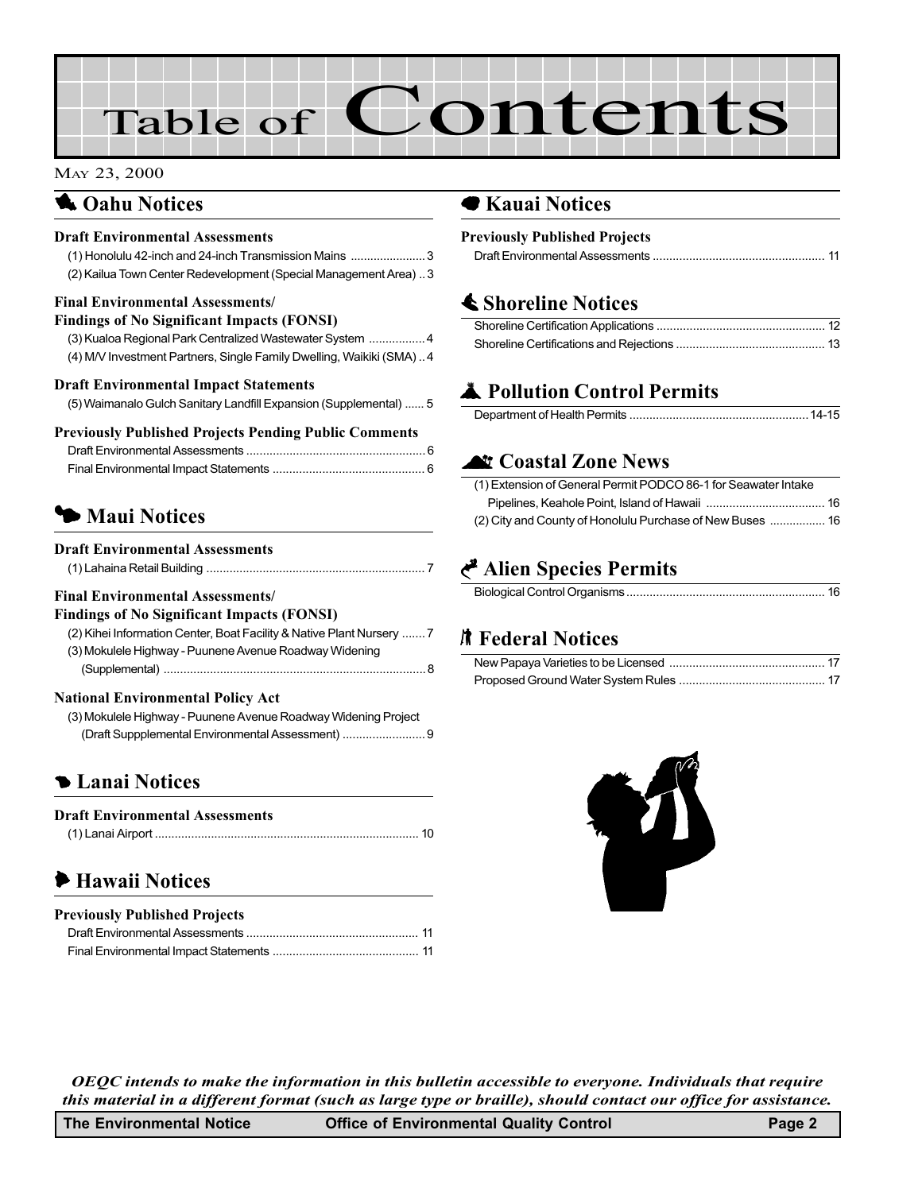# Table of Contents

MAY 23, 2000

## Oahu Notices

### Draft Environmental Assessments

(1) Honolulu 42-inch and 24-inch Transmission Mains ....................... 3
(2) Kailua Town Center Redevelopment (Special Management Area) .. 3

### Final Environmental Assessments/ Findings of No Significant Impacts (FONSI)

(3) Kualoa Regional Park Centralized Wastewater System ................. 4
(4) M/V Investment Partners, Single Family Dwelling, Waikiki (SMA) .. 4

### Draft Environmental Impact Statements

(5) Waimanalo Gulch Sanitary Landfill Expansion (Supplemental) ...... 5

### Previously Published Projects Pending Public Comments

Draft Environmental Assessments ...................................................... 6
Final Environmental Impact Statements .............................................. 6

## Maui Notices

### Draft Environmental Assessments

(1) Lahaina Retail Building .................................................................. 7

### Final Environmental Assessments/ Findings of No Significant Impacts (FONSI)

(2) Kihei Information Center, Boat Facility & Native Plant Nursery ....... 7
(3) Mokulele Highway - Puunene Avenue Roadway Widening (Supplemental) ............................................................................... 8

### National Environmental Policy Act

(3) Mokulele Highway - Puunene Avenue Roadway Widening Project (Draft Suppplemental Environmental Assessment) ......................... 9

## Lanai Notices

### Draft Environmental Assessments

(1) Lanai Airport ............................................................................... 10

## Hawaii Notices

### Previously Published Projects

Draft Environmental Assessments .................................................... 11
Final Environmental Impact Statements ............................................ 11

## Kauai Notices

### Previously Published Projects

Draft Environmental Assessments .................................................... 11

## Shoreline Notices

Shoreline Certification Applications ................................................... 12
Shoreline Certifications and Rejections ............................................. 13

## Pollution Control Permits

Department of Health Permits ...................................................... 14-15

## Coastal Zone News

(1) Extension of General Permit PODCO 86-1 for Seawater Intake Pipelines, Keahole Point, Island of Hawaii .................................... 16
(2) City and County of Honolulu Purchase of New Buses ................. 16

## Alien Species Permits

Biological Control Organisms ............................................................ 16

## Federal Notices

New Papaya Varieties to be Licensed ............................................... 17
Proposed Ground Water System Rules ............................................ 17

*OEQC intends to make the information in this bulletin accessible to everyone. Individuals that require this material in a different format (such as large type or braille), should contact our office for assistance.*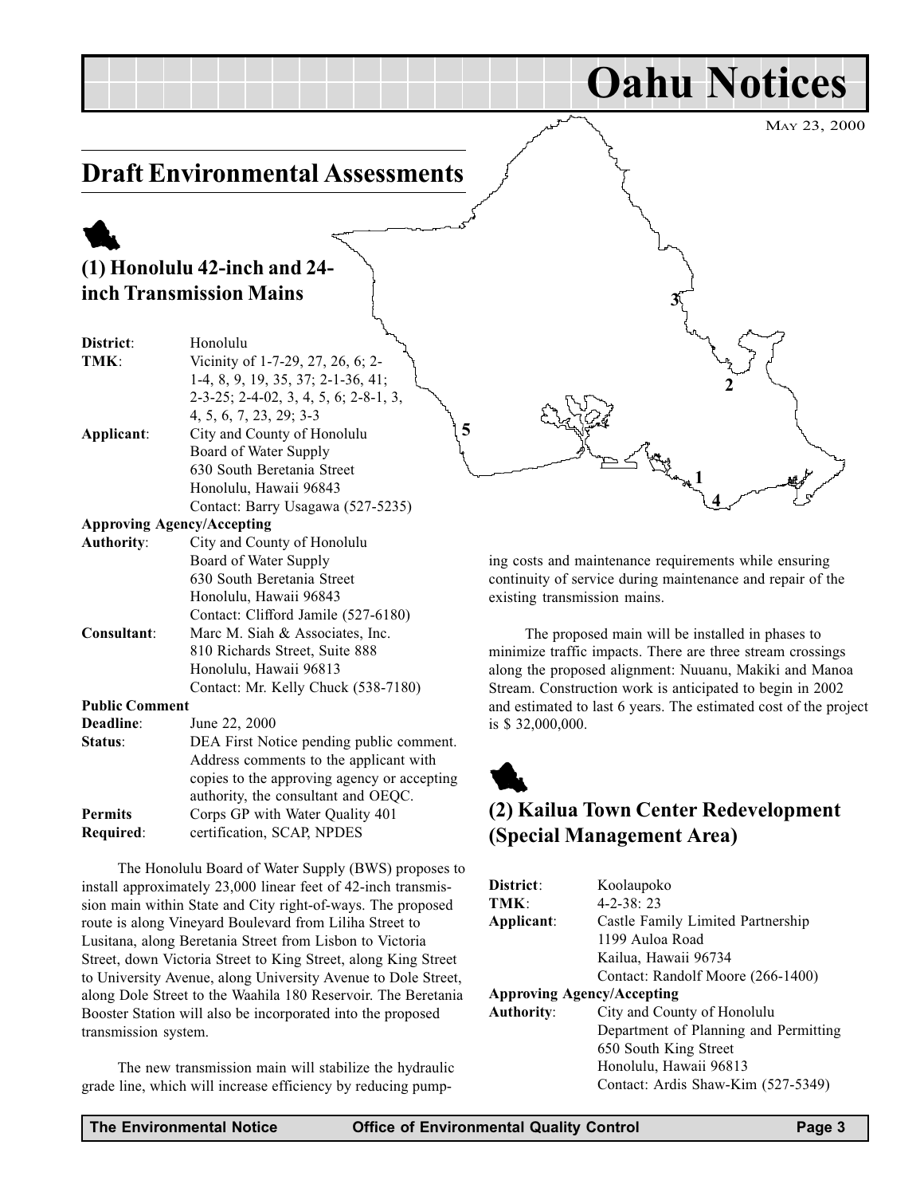# Oahu Notices

May 23, 2000

## Draft Environmental Assessments

### (1) Honolulu 42-inch and 24-inch Transmission Mains

| | |
|---|---|
| **District**: | Honolulu |
| **TMK**: | Vicinity of 1-7-29, 27, 26, 6; 2-1-4, 8, 9, 19, 35, 37; 2-1-36, 41; 2-3-25; 2-4-02, 3, 4, 5, 6; 2-8-1, 3, 4, 5, 6, 7, 23, 29; 3-3 |
| **Applicant**: | City and County of Honolulu<br>Board of Water Supply<br>630 South Beretania Street<br>Honolulu, Hawaii 96843<br>Contact: Barry Usagawa (527-5235) |
| **Approving Agency/Accepting Authority**: | City and County of Honolulu<br>Board of Water Supply<br>630 South Beretania Street<br>Honolulu, Hawaii 96843<br>Contact: Clifford Jamile (527-6180) |
| **Consultant**: | Marc M. Siah & Associates, Inc.<br>810 Richards Street, Suite 888<br>Honolulu, Hawaii 96813<br>Contact: Mr. Kelly Chuck (538-7180) |
| **Public Comment Deadline**: | June 22, 2000 |
| **Status**: | DEA First Notice pending public comment. Address comments to the applicant with copies to the approving agency or accepting authority, the consultant and OEQC. |
| **Permits Required**: | Corps GP with Water Quality 401 certification, SCAP, NPDES |

The Honolulu Board of Water Supply (BWS) proposes to install approximately 23,000 linear feet of 42-inch transmission main within State and City right-of-ways. The proposed route is along Vineyard Boulevard from Liliha Street to Lusitana, along Beretania Street from Lisbon to Victoria Street, down Victoria Street to King Street, along King Street to University Avenue, along University Avenue to Dole Street, along Dole Street to the Waahila 180 Reservoir. The Beretania Booster Station will also be incorporated into the proposed transmission system.

The new transmission main will stabilize the hydraulic grade line, which will increase efficiency by reducing pumping costs and maintenance requirements while ensuring continuity of service during maintenance and repair of the existing transmission mains.

The proposed main will be installed in phases to minimize traffic impacts. There are three stream crossings along the proposed alignment: Nuuanu, Makiki and Manoa Stream. Construction work is anticipated to begin in 2002 and estimated to last 6 years. The estimated cost of the project is $ 32,000,000.

### (2) Kailua Town Center Redevelopment (Special Management Area)

| | |
|---|---|
| **District**: | Koolaupoko |
| **TMK**: | 4-2-38: 23 |
| **Applicant**: | Castle Family Limited Partnership<br>1199 Auloa Road<br>Kailua, Hawaii 96734<br>Contact: Randolf Moore (266-1400) |
| **Approving Agency/Accepting Authority**: | City and County of Honolulu<br>Department of Planning and Permitting<br>650 South King Street<br>Honolulu, Hawaii 96813<br>Contact: Ardis Shaw-Kim (527-5349) |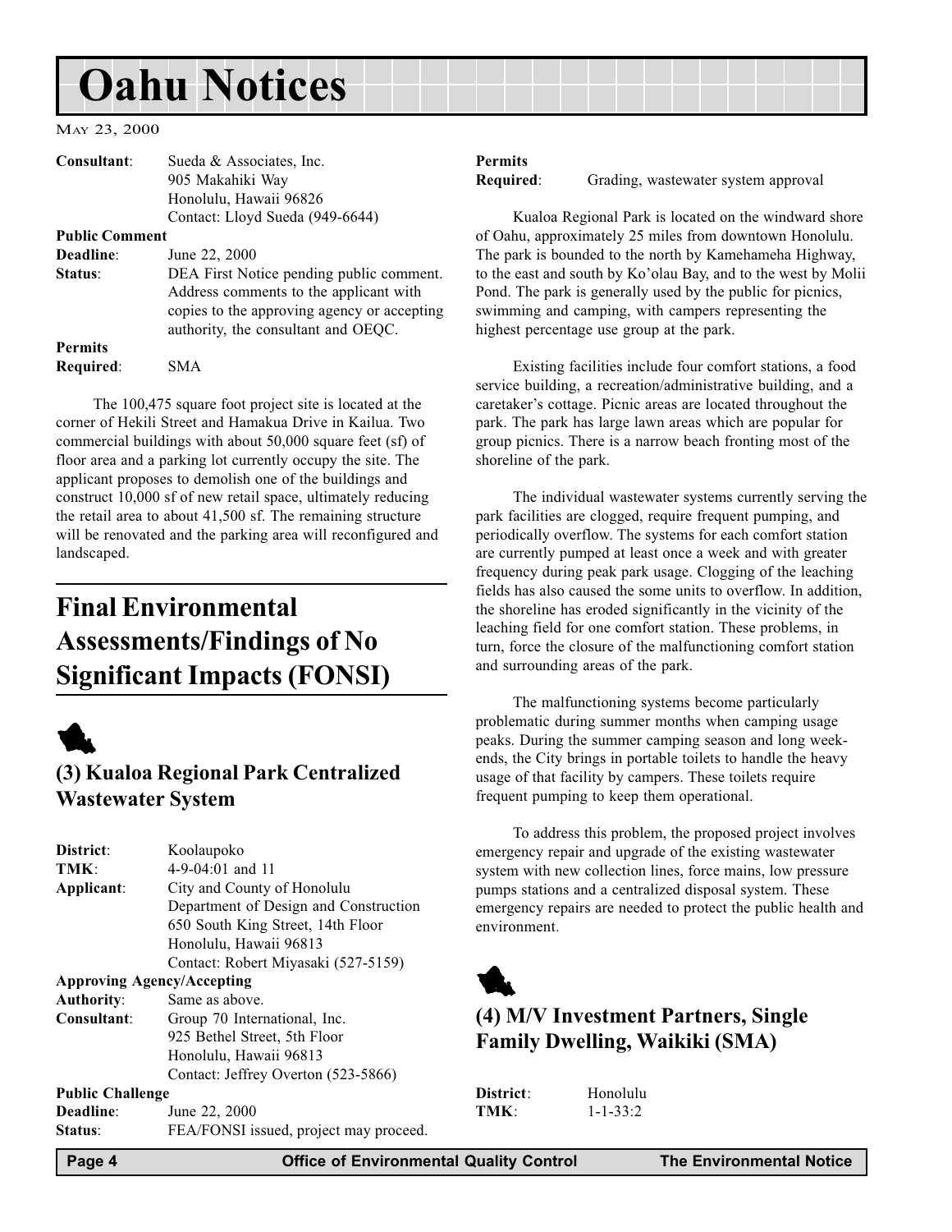# Oahu Notices

| | |
|---|---|
| **Consultant**: | Sueda & Associates, Inc. 905 Makahiki Way Honolulu, Hawaii 96826 Contact: Lloyd Sueda (949-6644) |
| **Public Comment Deadline**: | June 22, 2000 |
| **Status**: | DEA First Notice pending public comment. Address comments to the applicant with copies to the approving agency or accepting authority, the consultant and OEQC. |
| **Permits Required**: | SMA |

The 100,475 square foot project site is located at the corner of Hekili Street and Hamakua Drive in Kailua. Two commercial buildings with about 50,000 square feet (sf) of floor area and a parking lot currently occupy the site. The applicant proposes to demolish one of the buildings and construct 10,000 sf of new retail space, ultimately reducing the retail area to about 41,500 sf. The remaining structure will be renovated and the parking area will reconfigured and landscaped.

## Final Environmental Assessments/Findings of No Significant Impacts (FONSI)

### (3) Kualoa Regional Park Centralized Wastewater System

| | |
|---|---|
| **District**: | Koolaupoko |
| **TMK**: | 4-9-04:01 and 11 |
| **Applicant**: | City and County of Honolulu Department of Design and Construction 650 South King Street, 14th Floor Honolulu, Hawaii 96813 Contact: Robert Miyasaki (527-5159) |
| **Approving Agency/Accepting Authority**: | Same as above. |
| **Consultant**: | Group 70 International, Inc. 925 Bethel Street, 5th Floor Honolulu, Hawaii 96813 Contact: Jeffrey Overton (523-5866) |
| **Public Challenge Deadline**: | June 22, 2000 |
| **Status**: | FEA/FONSI issued, project may proceed. |
| **Permits Required**: | Grading, wastewater system approval |

Kualoa Regional Park is located on the windward shore of Oahu, approximately 25 miles from downtown Honolulu. The park is bounded to the north by Kamehameha Highway, to the east and south by Ko'olau Bay, and to the west by Molii Pond. The park is generally used by the public for picnics, swimming and camping, with campers representing the highest percentage use group at the park.

Existing facilities include four comfort stations, a food service building, a recreation/administrative building, and a caretaker's cottage. Picnic areas are located throughout the park. The park has large lawn areas which are popular for group picnics. There is a narrow beach fronting most of the shoreline of the park.

The individual wastewater systems currently serving the park facilities are clogged, require frequent pumping, and periodically overflow. The systems for each comfort station are currently pumped at least once a week and with greater frequency during peak park usage. Clogging of the leaching fields has also caused the some units to overflow. In addition, the shoreline has eroded significantly in the vicinity of the leaching field for one comfort station. These problems, in turn, force the closure of the malfunctioning comfort station and surrounding areas of the park.

The malfunctioning systems become particularly problematic during summer months when camping usage peaks. During the summer camping season and long weekends, the City brings in portable toilets to handle the heavy usage of that facility by campers. These toilets require frequent pumping to keep them operational.

To address this problem, the proposed project involves emergency repair and upgrade of the existing wastewater system with new collection lines, force mains, low pressure pumps stations and a centralized disposal system. These emergency repairs are needed to protect the public health and environment.

### (4) M/V Investment Partners, Single Family Dwelling, Waikiki (SMA)

| | |
|---|---|
| **District**: | Honolulu |
| **TMK**: | 1-1-33:2 |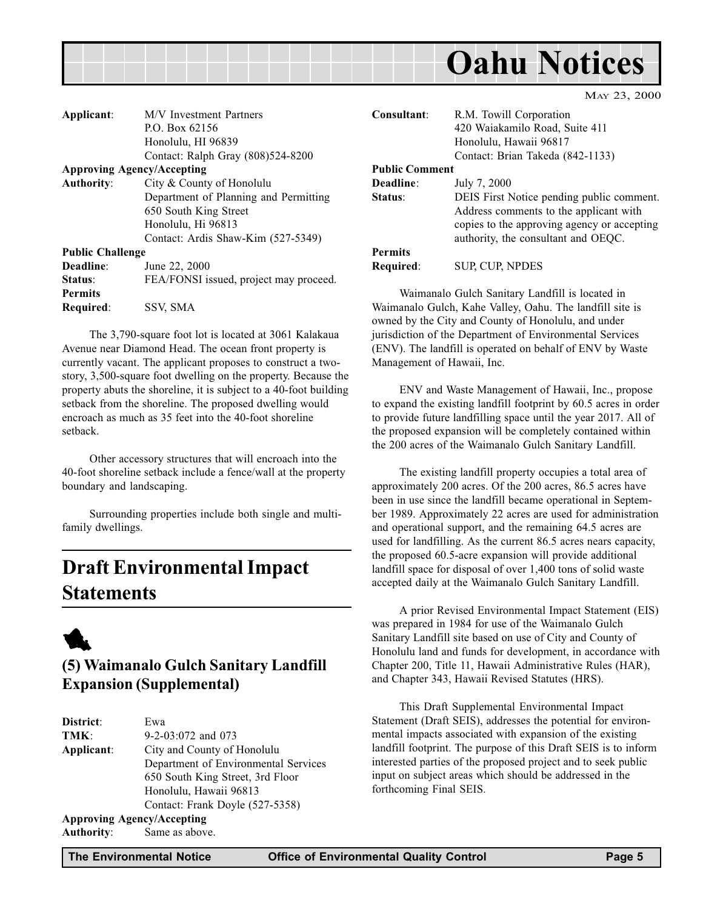| | |
|---|---|
| **Applicant**: | M/V Investment Partners<br>P.O. Box 62156<br>Honolulu, HI 96839<br>Contact: Ralph Gray (808)524-8200 |
| **Approving Agency/Accepting Authority**: | City & County of Honolulu<br>Department of Planning and Permitting<br>650 South King Street<br>Honolulu, Hi 96813<br>Contact: Ardis Shaw-Kim (527-5349) |
| **Public Challenge Deadline**: | June 22, 2000 |
| **Status**: | FEA/FONSI issued, project may proceed. |
| **Permits Required**: | SSV, SMA |

The 3,790-square foot lot is located at 3061 Kalakaua Avenue near Diamond Head. The ocean front property is currently vacant. The applicant proposes to construct a two-story, 3,500-square foot dwelling on the property. Because the property abuts the shoreline, it is subject to a 40-foot building setback from the shoreline. The proposed dwelling would encroach as much as 35 feet into the 40-foot shoreline setback.

Other accessory structures that will encroach into the 40-foot shoreline setback include a fence/wall at the property boundary and landscaping.

Surrounding properties include both single and multi-family dwellings.

# Draft Environmental Impact Statements

## (5) Waimanalo Gulch Sanitary Landfill Expansion (Supplemental)

| | |
|---|---|
| **District**: | Ewa |
| **TMK**: | 9-2-03:072 and 073 |
| **Applicant**: | City and County of Honolulu<br>Department of Environmental Services<br>650 South King Street, 3rd Floor<br>Honolulu, Hawaii 96813<br>Contact: Frank Doyle (527-5358) |
| **Approving Agency/Accepting Authority**: | Same as above. |
| **Consultant**: | R.M. Towill Corporation<br>420 Waiakamilo Road, Suite 411<br>Honolulu, Hawaii 96817<br>Contact: Brian Takeda (842-1133) |
| **Public Comment Deadline**: | July 7, 2000 |
| **Status**: | DEIS First Notice pending public comment. Address comments to the applicant with copies to the approving agency or accepting authority, the consultant and OEQC. |
| **Permits Required**: | SUP, CUP, NPDES |

Waimanalo Gulch Sanitary Landfill is located in Waimanalo Gulch, Kahe Valley, Oahu. The landfill site is owned by the City and County of Honolulu, and under jurisdiction of the Department of Environmental Services (ENV). The landfill is operated on behalf of ENV by Waste Management of Hawaii, Inc.

ENV and Waste Management of Hawaii, Inc., propose to expand the existing landfill footprint by 60.5 acres in order to provide future landfilling space until the year 2017. All of the proposed expansion will be completely contained within the 200 acres of the Waimanalo Gulch Sanitary Landfill.

The existing landfill property occupies a total area of approximately 200 acres. Of the 200 acres, 86.5 acres have been in use since the landfill became operational in September 1989. Approximately 22 acres are used for administration and operational support, and the remaining 64.5 acres are used for landfilling. As the current 86.5 acres nears capacity, the proposed 60.5-acre expansion will provide additional landfill space for disposal of over 1,400 tons of solid waste accepted daily at the Waimanalo Gulch Sanitary Landfill.

A prior Revised Environmental Impact Statement (EIS) was prepared in 1984 for use of the Waimanalo Gulch Sanitary Landfill site based on use of City and County of Honolulu land and funds for development, in accordance with Chapter 200, Title 11, Hawaii Administrative Rules (HAR), and Chapter 343, Hawaii Revised Statutes (HRS).

This Draft Supplemental Environmental Impact Statement (Draft SEIS), addresses the potential for environmental impacts associated with expansion of the existing landfill footprint. The purpose of this Draft SEIS is to inform interested parties of the proposed project and to seek public input on subject areas which should be addressed in the forthcoming Final SEIS.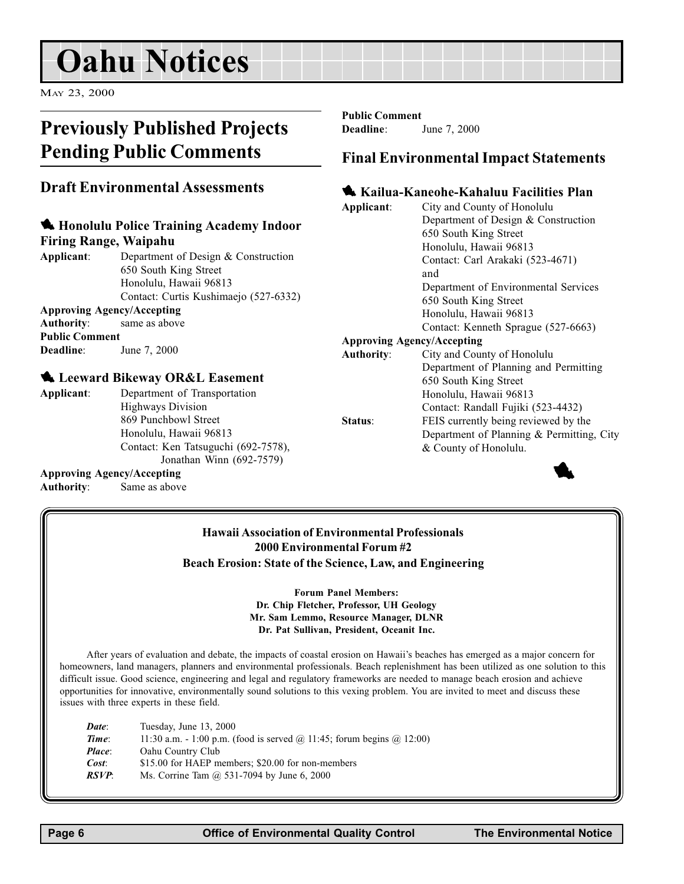# Oahu Notices

May 23, 2000

## Previously Published Projects Pending Public Comments

### Draft Environmental Assessments

#### Honolulu Police Training Academy Indoor Firing Range, Waipahu

**Applicant**: Department of Design & Construction
650 South King Street
Honolulu, Hawaii 96813
Contact: Curtis Kushimaejo (527-6332)

**Approving Agency/Accepting Authority**: same as above

**Public Comment Deadline**: June 7, 2000

#### Leeward Bikeway OR&L Easement

**Applicant**: Department of Transportation
Highways Division
869 Punchbowl Street
Honolulu, Hawaii 96813
Contact: Ken Tatsuguchi (692-7578), Jonathan Winn (692-7579)

**Approving Agency/Accepting Authority**: Same as above

**Public Comment Deadline**: June 7, 2000

### Final Environmental Impact Statements

#### Kailua-Kaneohe-Kahaluu Facilities Plan

**Applicant**: City and County of Honolulu
Department of Design & Construction
650 South King Street
Honolulu, Hawaii 96813
Contact: Carl Arakaki (523-4671)
and
Department of Environmental Services
650 South King Street
Honolulu, Hawaii 96813
Contact: Kenneth Sprague (527-6663)

**Approving Agency/Accepting Authority**: City and County of Honolulu
Department of Planning and Permitting
650 South King Street
Honolulu, Hawaii 96813
Contact: Randall Fujiki (523-4432)

**Status**: FEIS currently being reviewed by the Department of Planning & Permitting, City & County of Honolulu.

---

**Hawaii Association of Environmental Professionals**
**2000 Environmental Forum #2**
**Beach Erosion: State of the Science, Law, and Engineering**

**Forum Panel Members:**
**Dr. Chip Fletcher, Professor, UH Geology**
**Mr. Sam Lemmo, Resource Manager, DLNR**
**Dr. Pat Sullivan, President, Oceanit Inc.**

After years of evaluation and debate, the impacts of coastal erosion on Hawaii's beaches has emerged as a major concern for homeowners, land managers, planners and environmental professionals. Beach replenishment has been utilized as one solution to this difficult issue. Good science, engineering and legal and regulatory frameworks are needed to manage beach erosion and achieve opportunities for innovative, environmentally sound solutions to this vexing problem. You are invited to meet and discuss these issues with three experts in these field.

***Date***: Tuesday, June 13, 2000
***Time***: 11:30 a.m. - 1:00 p.m. (food is served @ 11:45; forum begins @ 12:00)
***Place***: Oahu Country Club
***Cost***: $15.00 for HAEP members; $20.00 for non-members
***RSVP***: Ms. Corrine Tam @ 531-7094 by June 6, 2000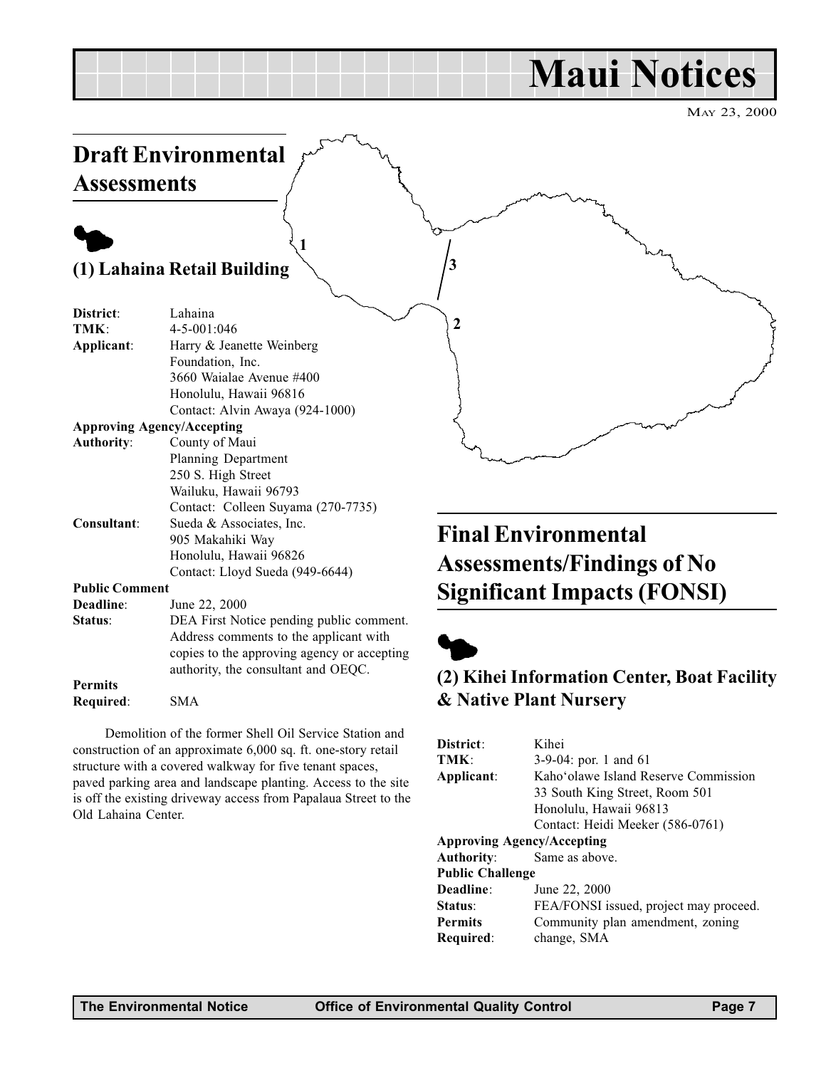# Maui Notices

May 23, 2000

## Draft Environmental Assessments

### (1) Lahaina Retail Building

**District**: Lahaina
**TMK**: 4-5-001:046
**Applicant**: Harry & Jeanette Weinberg Foundation, Inc.
3660 Waialae Avenue #400
Honolulu, Hawaii 96816
Contact: Alvin Awaya (924-1000)
**Approving Agency/Accepting Authority**: County of Maui
Planning Department
250 S. High Street
Wailuku, Hawaii 96793
Contact: Colleen Suyama (270-7735)
**Consultant**: Sueda & Associates, Inc.
905 Makahiki Way
Honolulu, Hawaii 96826
Contact: Lloyd Sueda (949-6644)
**Public Comment Deadline**: June 22, 2000
**Status**: DEA First Notice pending public comment. Address comments to the applicant with copies to the approving agency or accepting authority, the consultant and OEQC.
**Permits Required**: SMA

Demolition of the former Shell Oil Service Station and construction of an approximate 6,000 sq. ft. one-story retail structure with a covered walkway for five tenant spaces, paved parking area and landscape planting. Access to the site is off the existing driveway access from Papalaua Street to the Old Lahaina Center.

## Final Environmental Assessments/Findings of No Significant Impacts (FONSI)

### (2) Kihei Information Center, Boat Facility & Native Plant Nursery

**District**: Kihei
**TMK**: 3-9-04: por. 1 and 61
**Applicant**: Kaho‘olawe Island Reserve Commission
33 South King Street, Room 501
Honolulu, Hawaii 96813
Contact: Heidi Meeker (586-0761)
**Approving Agency/Accepting Authority**: Same as above.
**Public Challenge Deadline**: June 22, 2000
**Status**: FEA/FONSI issued, project may proceed.
**Permits Required**: Community plan amendment, zoning change, SMA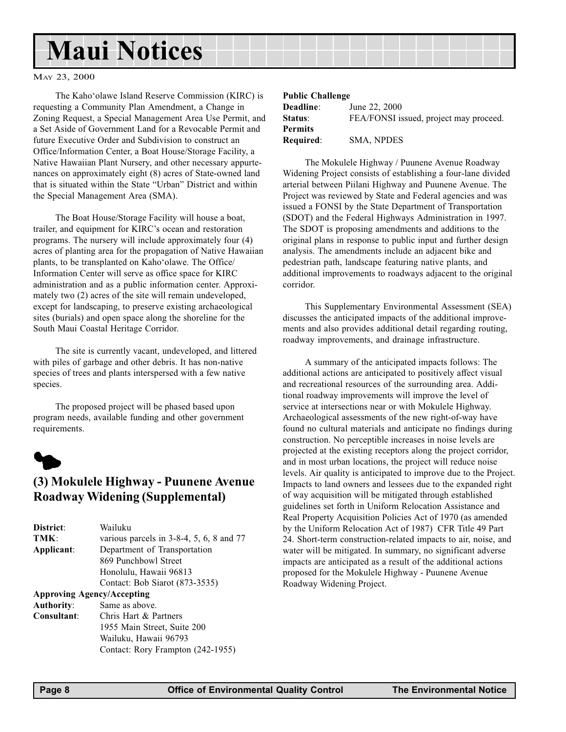# Maui Notices

MAY 23, 2000

The Kaho'olawe Island Reserve Commission (KIRC) is requesting a Community Plan Amendment, a Change in Zoning Request, a Special Management Area Use Permit, and a Set Aside of Government Land for a Revocable Permit and future Executive Order and Subdivision to construct an Office/Information Center, a Boat House/Storage Facility, a Native Hawaiian Plant Nursery, and other necessary appurtenances on approximately eight (8) acres of State-owned land that is situated within the State "Urban" District and within the Special Management Area (SMA).

The Boat House/Storage Facility will house a boat, trailer, and equipment for KIRC's ocean and restoration programs. The nursery will include approximately four (4) acres of planting area for the propagation of Native Hawaiian plants, to be transplanted on Kaho'olawe. The Office/ Information Center will serve as office space for KIRC administration and as a public information center. Approximately two (2) acres of the site will remain undeveloped, except for landscaping, to preserve existing archaeological sites (burials) and open space along the shoreline for the South Maui Coastal Heritage Corridor.

The site is currently vacant, undeveloped, and littered with piles of garbage and other debris. It has non-native species of trees and plants interspersed with a few native species.

The proposed project will be phased based upon program needs, available funding and other government requirements.

## (3) Mokulele Highway - Puunene Avenue Roadway Widening (Supplemental)

**District**: Wailuku
**TMK**: various parcels in 3-8-4, 5, 6, 8 and 77
**Applicant**: Department of Transportation
869 Punchbowl Street
Honolulu, Hawaii 96813
Contact: Bob Siarot (873-3535)
**Approving Agency/Accepting Authority**: Same as above.
**Consultant**: Chris Hart & Partners
1955 Main Street, Suite 200
Wailuku, Hawaii 96793
Contact: Rory Frampton (242-1955)

**Public Challenge Deadline**: June 22, 2000
**Status**: FEA/FONSI issued, project may proceed.
**Permits Required**: SMA, NPDES

The Mokulele Highway / Puunene Avenue Roadway Widening Project consists of establishing a four-lane divided arterial between Piilani Highway and Puunene Avenue. The Project was reviewed by State and Federal agencies and was issued a FONSI by the State Department of Transportation (SDOT) and the Federal Highways Administration in 1997. The SDOT is proposing amendments and additions to the original plans in response to public input and further design analysis. The amendments include an adjacent bike and pedestrian path, landscape featuring native plants, and additional improvements to roadways adjacent to the original corridor.

This Supplementary Environmental Assessment (SEA) discusses the anticipated impacts of the additional improvements and also provides additional detail regarding routing, roadway improvements, and drainage infrastructure.

A summary of the anticipated impacts follows: The additional actions are anticipated to positively affect visual and recreational resources of the surrounding area. Additional roadway improvements will improve the level of service at intersections near or with Mokulele Highway. Archaeological assessments of the new right-of-way have found no cultural materials and anticipate no findings during construction. No perceptible increases in noise levels are projected at the existing receptors along the project corridor, and in most urban locations, the project will reduce noise levels. Air quality is anticipated to improve due to the Project. Impacts to land owners and lessees due to the expanded right of way acquisition will be mitigated through established guidelines set forth in Uniform Relocation Assistance and Real Property Acquisition Policies Act of 1970 (as amended by the Uniform Relocation Act of 1987) CFR Title 49 Part 24. Short-term construction-related impacts to air, noise, and water will be mitigated. In summary, no significant adverse impacts are anticipated as a result of the additional actions proposed for the Mokulele Highway - Puunene Avenue Roadway Widening Project.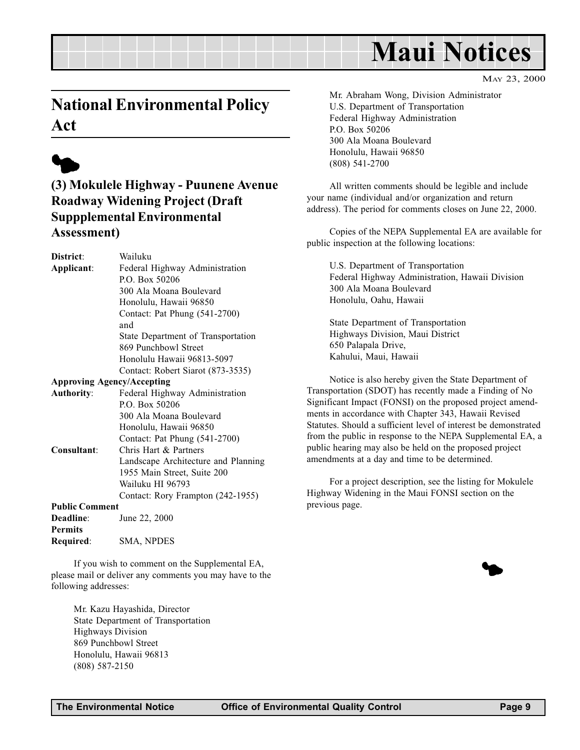# Maui Notices

May 23, 2000

## National Environmental Policy Act

### (3) Mokulele Highway - Puunene Avenue Roadway Widening Project (Draft Suppplemental Environmental Assessment)

**District**: Wailuku

**Applicant**: Federal Highway Administration
P.O. Box 50206
300 Ala Moana Boulevard
Honolulu, Hawaii 96850
Contact: Pat Phung (541-2700)
and
State Department of Transportation
869 Punchbowl Street
Honolulu Hawaii 96813-5097
Contact: Robert Siarot (873-3535)

**Approving Agency/Accepting Authority**: Federal Highway Administration
P.O. Box 50206
300 Ala Moana Boulevard
Honolulu, Hawaii 96850
Contact: Pat Phung (541-2700)

**Consultant**: Chris Hart & Partners
Landscape Architecture and Planning
1955 Main Street, Suite 200
Wailuku HI 96793
Contact: Rory Frampton (242-1955)

**Public Comment Deadline**: June 22, 2000

**Permits Required**: SMA, NPDES

If you wish to comment on the Supplemental EA, please mail or deliver any comments you may have to the following addresses:

Mr. Kazu Hayashida, Director
State Department of Transportation
Highways Division
869 Punchbowl Street
Honolulu, Hawaii 96813
(808) 587-2150

Mr. Abraham Wong, Division Administrator
U.S. Department of Transportation
Federal Highway Administration
P.O. Box 50206
300 Ala Moana Boulevard
Honolulu, Hawaii 96850
(808) 541-2700

All written comments should be legible and include your name (individual and/or organization and return address). The period for comments closes on June 22, 2000.

Copies of the NEPA Supplemental EA are available for public inspection at the following locations:

U.S. Department of Transportation
Federal Highway Administration, Hawaii Division
300 Ala Moana Boulevard
Honolulu, Oahu, Hawaii

State Department of Transportation
Highways Division, Maui District
650 Palapala Drive,
Kahului, Maui, Hawaii

Notice is also hereby given the State Department of Transportation (SDOT) has recently made a Finding of No Significant Impact (FONSI) on the proposed project amendments in accordance with Chapter 343, Hawaii Revised Statutes. Should a sufficient level of interest be demonstrated from the public in response to the NEPA Supplemental EA, a public hearing may also be held on the proposed project amendments at a day and time to be determined.

For a project description, see the listing for Mokulele Highway Widening in the Maui FONSI section on the previous page.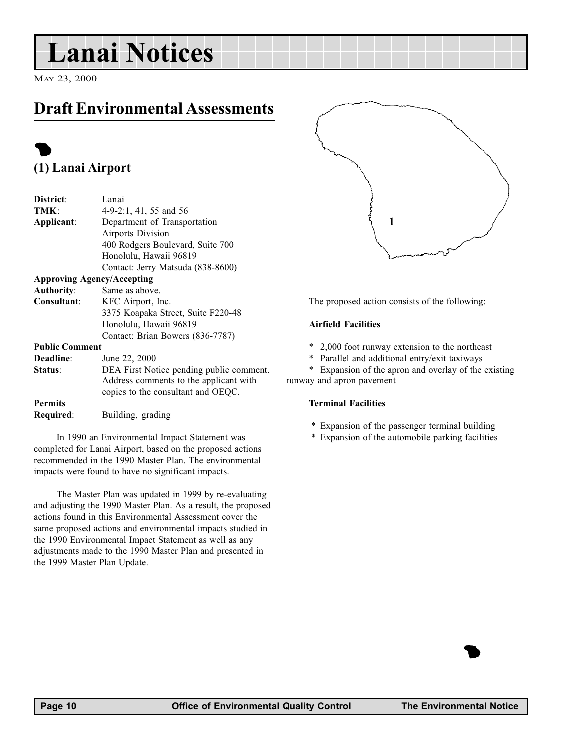# Lanai Notices

May 23, 2000

## Draft Environmental Assessments

### (1) Lanai Airport

**District**: Lanai
**TMK**: 4-9-2:1, 41, 55 and 56
**Applicant**: Department of Transportation
Airports Division
400 Rodgers Boulevard, Suite 700
Honolulu, Hawaii 96819
Contact: Jerry Matsuda (838-8600)
**Approving Agency/Accepting Authority**: Same as above.
**Consultant**: KFC Airport, Inc.
3375 Koapaka Street, Suite F220-48
Honolulu, Hawaii 96819
Contact: Brian Bowers (836-7787)
**Public Comment Deadline**: June 22, 2000
**Status**: DEA First Notice pending public comment. Address comments to the applicant with copies to the consultant and OEQC.
**Permits Required**: Building, grading

In 1990 an Environmental Impact Statement was completed for Lanai Airport, based on the proposed actions recommended in the 1990 Master Plan. The environmental impacts were found to have no significant impacts.

The Master Plan was updated in 1999 by re-evaluating and adjusting the 1990 Master Plan. As a result, the proposed actions found in this Environmental Assessment cover the same proposed actions and environmental impacts studied in the 1990 Environmental Impact Statement as well as any adjustments made to the 1990 Master Plan and presented in the 1999 Master Plan Update.

The proposed action consists of the following:

**Airfield Facilities**

* 2,000 foot runway extension to the northeast
* Parallel and additional entry/exit taxiways
* Expansion of the apron and overlay of the existing runway and apron pavement

**Terminal Facilities**

* Expansion of the passenger terminal building
* Expansion of the automobile parking facilities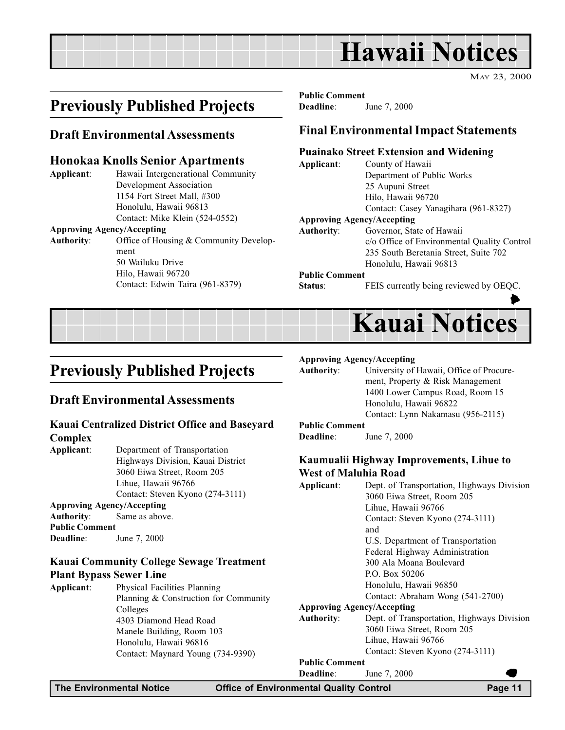# Hawaii Notices

May 23, 2000

## Previously Published Projects

### Draft Environmental Assessments

#### Honokaa Knolls Senior Apartments

**Applicant**: Hawaii Intergenerational Community Development Association
1154 Fort Street Mall, #300
Honolulu, Hawaii 96813
Contact: Mike Klein (524-0552)

**Approving Agency/Accepting Authority**: Office of Housing & Community Development
50 Wailuku Drive
Hilo, Hawaii 96720
Contact: Edwin Taira (961-8379)

**Public Comment Deadline**: June 7, 2000

### Final Environmental Impact Statements

#### Puainako Street Extension and Widening

**Applicant**: County of Hawaii
Department of Public Works
25 Aupuni Street
Hilo, Hawaii 96720
Contact: Casey Yanagihara (961-8327)

**Approving Agency/Accepting Authority**: Governor, State of Hawaii
c/o Office of Environmental Quality Control
235 South Beretania Street, Suite 702
Honolulu, Hawaii 96813

**Public Comment Status**: FEIS currently being reviewed by OEQC.

# Kauai Notices

## Previously Published Projects

### Draft Environmental Assessments

#### Kauai Centralized District Office and Baseyard Complex

**Applicant**: Department of Transportation
Highways Division, Kauai District
3060 Eiwa Street, Room 205
Lihue, Hawaii 96766
Contact: Steven Kyono (274-3111)

**Approving Agency/Accepting Authority**: Same as above.

**Public Comment Deadline**: June 7, 2000

#### Kauai Community College Sewage Treatment Plant Bypass Sewer Line

**Applicant**: Physical Facilities Planning
Planning & Construction for Community Colleges
4303 Diamond Head Road
Manele Building, Room 103
Honolulu, Hawaii 96816
Contact: Maynard Young (734-9390)

**Approving Agency/Accepting Authority**: University of Hawaii, Office of Procurement, Property & Risk Management
1400 Lower Campus Road, Room 15
Honolulu, Hawaii 96822
Contact: Lynn Nakamasu (956-2115)

**Public Comment Deadline**: June 7, 2000

#### Kaumualii Highway Improvements, Lihue to West of Maluhia Road

**Applicant**: Dept. of Transportation, Highways Division
3060 Eiwa Street, Room 205
Lihue, Hawaii 96766
Contact: Steven Kyono (274-3111)
and
U.S. Department of Transportation
Federal Highway Administration
300 Ala Moana Boulevard
P.O. Box 50206
Honolulu, Hawaii 96850
Contact: Abraham Wong (541-2700)

**Approving Agency/Accepting Authority**: Dept. of Transportation, Highways Division
3060 Eiwa Street, Room 205
Lihue, Hawaii 96766
Contact: Steven Kyono (274-3111)

**Public Comment Deadline**: June 7, 2000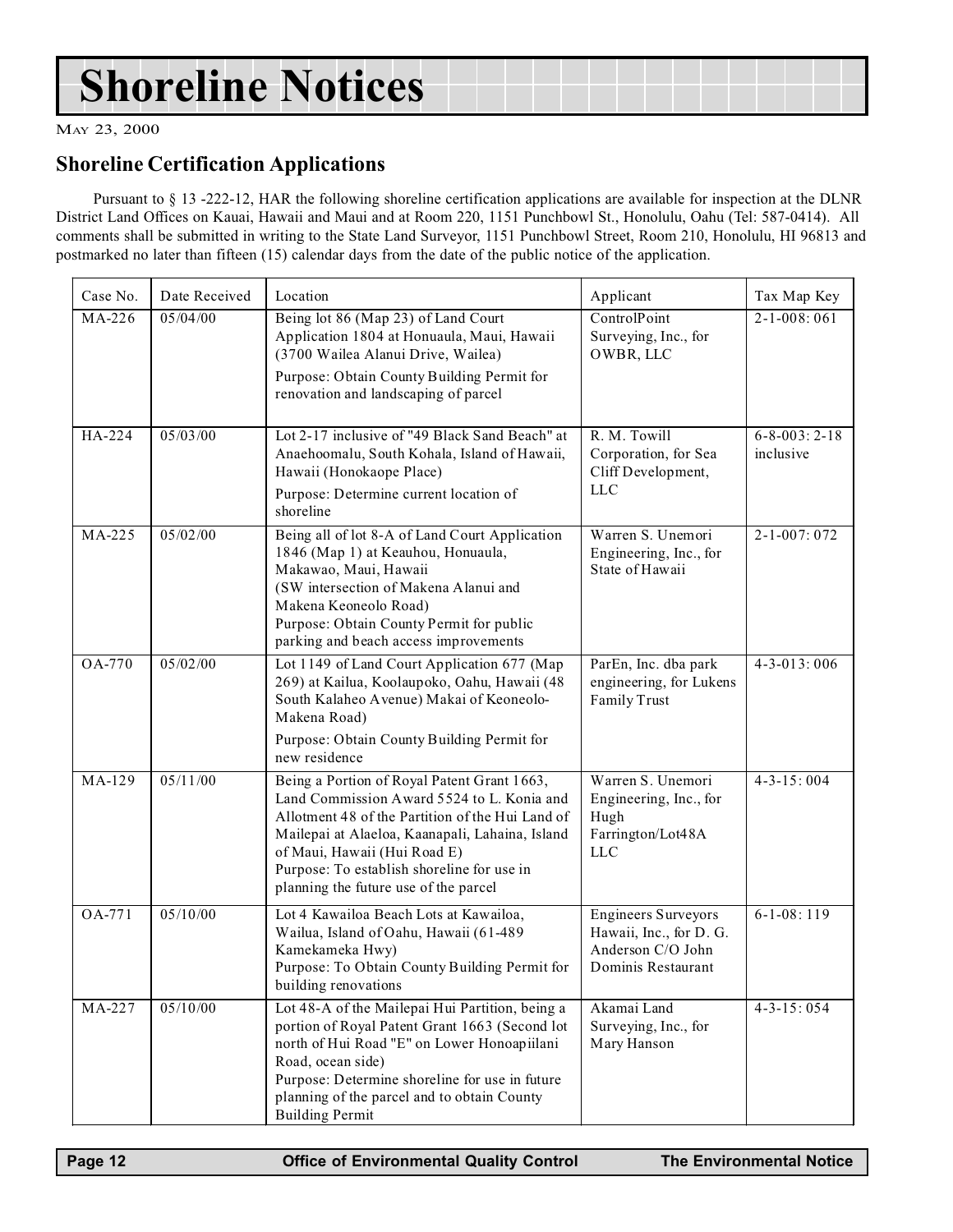# Shoreline Notices

May 23, 2000

## Shoreline Certification Applications

Pursuant to § 13 -222-12, HAR the following shoreline certification applications are available for inspection at the DLNR District Land Offices on Kauai, Hawaii and Maui and at Room 220, 1151 Punchbowl St., Honolulu, Oahu (Tel: 587-0414). All comments shall be submitted in writing to the State Land Surveyor, 1151 Punchbowl Street, Room 210, Honolulu, HI 96813 and postmarked no later than fifteen (15) calendar days from the date of the public notice of the application.

| Case No. | Date Received | Location | Applicant | Tax Map Key |
|---|---|---|---|---|
| MA-226 | 05/04/00 | Being lot 86 (Map 23) of Land Court Application 1804 at Honuaula, Maui, Hawaii (3700 Wailea Alanui Drive, Wailea)<br>Purpose: Obtain County Building Permit for renovation and landscaping of parcel | ControlPoint Surveying, Inc., for OWBR, LLC | 2-1-008: 061 |
| HA-224 | 05/03/00 | Lot 2-17 inclusive of "49 Black Sand Beach" at Anaehoomalu, South Kohala, Island of Hawaii, Hawaii (Honokaope Place)<br>Purpose: Determine current location of shoreline | R. M. Towill Corporation, for Sea Cliff Development, LLC | 6-8-003: 2-18 inclusive |
| MA-225 | 05/02/00 | Being all of lot 8-A of Land Court Application 1846 (Map 1) at Keauhou, Honuaula, Makawao, Maui, Hawaii<br>(SW intersection of Makena Alanui and Makena Keoneolo Road)<br>Purpose: Obtain County Permit for public parking and beach access improvements | Warren S. Unemori Engineering, Inc., for State of Hawaii | 2-1-007: 072 |
| OA-770 | 05/02/00 | Lot 1149 of Land Court Application 677 (Map 269) at Kailua, Koolaupoko, Oahu, Hawaii (48 South Kalaheo Avenue) Makai of Keoneolo-Makena Road)<br>Purpose: Obtain County Building Permit for new residence | ParEn, Inc. dba park engineering, for Lukens Family Trust | 4-3-013: 006 |
| MA-129 | 05/11/00 | Being a Portion of Royal Patent Grant 1663, Land Commission Award 5524 to L. Konia and Allotment 48 of the Partition of the Hui Land of Mailepai at Alaeloa, Kaanapali, Lahaina, Island of Maui, Hawaii (Hui Road E)<br>Purpose: To establish shoreline for use in planning the future use of the parcel | Warren S. Unemori Engineering, Inc., for Hugh Farrington/Lot48A LLC | 4-3-15: 004 |
| OA-771 | 05/10/00 | Lot 4 Kawailoa Beach Lots at Kawailoa, Wailua, Island of Oahu, Hawaii (61-489 Kamekameka Hwy)<br>Purpose: To Obtain County Building Permit for building renovations | Engineers Surveyors Hawaii, Inc., for D. G. Anderson C/O John Dominis Restaurant | 6-1-08: 119 |
| MA-227 | 05/10/00 | Lot 48-A of the Mailepai Hui Partition, being a portion of Royal Patent Grant 1663 (Second lot north of Hui Road "E" on Lower Honoapiilani Road, ocean side)<br>Purpose: Determine shoreline for use in future planning of the parcel and to obtain County Building Permit | Akamai Land Surveying, Inc., for Mary Hanson | 4-3-15: 054 |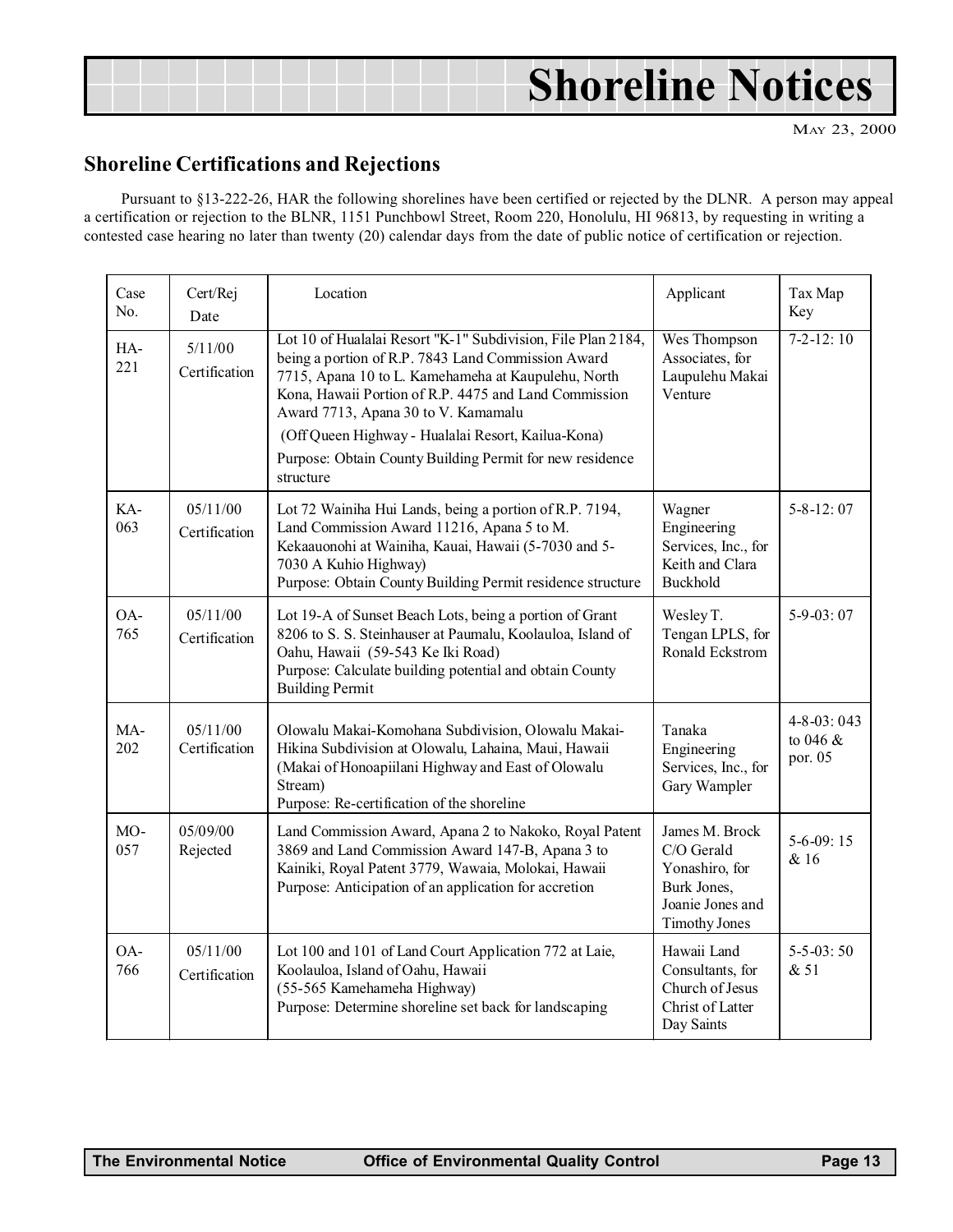# Shoreline Notices

May 23, 2000

## Shoreline Certifications and Rejections

Pursuant to §13-222-26, HAR the following shorelines have been certified or rejected by the DLNR. A person may appeal a certification or rejection to the BLNR, 1151 Punchbowl Street, Room 220, Honolulu, HI 96813, by requesting in writing a contested case hearing no later than twenty (20) calendar days from the date of public notice of certification or rejection.

| Case No. | Cert/Rej Date | Location | Applicant | Tax Map Key |
|---|---|---|---|---|
| HA-221 | 5/11/00 Certification | Lot 10 of Hualalai Resort "K-1" Subdivision, File Plan 2184, being a portion of R.P. 7843 Land Commission Award 7715, Apana 10 to L. Kamehameha at Kaupulehu, North Kona, Hawaii Portion of R.P. 4475 and Land Commission Award 7713, Apana 30 to V. Kamamalu (Off Queen Highway - Hualalai Resort, Kailua-Kona) Purpose: Obtain County Building Permit for new residence structure | Wes Thompson Associates, for Laupulehu Makai Venture | 7-2-12: 10 |
| KA-063 | 05/11/00 Certification | Lot 72 Wainiha Hui Lands, being a portion of R.P. 7194, Land Commission Award 11216, Apana 5 to M. Kekaauonohi at Wainiha, Kauai, Hawaii (5-7030 and 5-7030 A Kuhio Highway) Purpose: Obtain County Building Permit residence structure | Wagner Engineering Services, Inc., for Keith and Clara Buckhold | 5-8-12: 07 |
| OA-765 | 05/11/00 Certification | Lot 19-A of Sunset Beach Lots, being a portion of Grant 8206 to S. S. Steinhauser at Paumalu, Koolauloa, Island of Oahu, Hawaii (59-543 Ke Iki Road) Purpose: Calculate building potential and obtain County Building Permit | Wesley T. Tengan LPLS, for Ronald Eckstrom | 5-9-03: 07 |
| MA-202 | 05/11/00 Certification | Olowalu Makai-Komohana Subdivision, Olowalu Makai-Hikina Subdivision at Olowalu, Lahaina, Maui, Hawaii (Makai of Honoapiilani Highway and East of Olowalu Stream) Purpose: Re-certification of the shoreline | Tanaka Engineering Services, Inc., for Gary Wampler | 4-8-03: 043 to 046 & por. 05 |
| MO-057 | 05/09/00 Rejected | Land Commission Award, Apana 2 to Nakoko, Royal Patent 3869 and Land Commission Award 147-B, Apana 3 to Kainiki, Royal Patent 3779, Wawaia, Molokai, Hawaii Purpose: Anticipation of an application for accretion | James M. Brock C/O Gerald Yonashiro, for Burk Jones, Joanie Jones and Timothy Jones | 5-6-09: 15 & 16 |
| OA-766 | 05/11/00 Certification | Lot 100 and 101 of Land Court Application 772 at Laie, Koolauloa, Island of Oahu, Hawaii (55-565 Kamehameha Highway) Purpose: Determine shoreline set back for landscaping | Hawaii Land Consultants, for Church of Jesus Christ of Latter Day Saints | 5-5-03: 50 & 51 |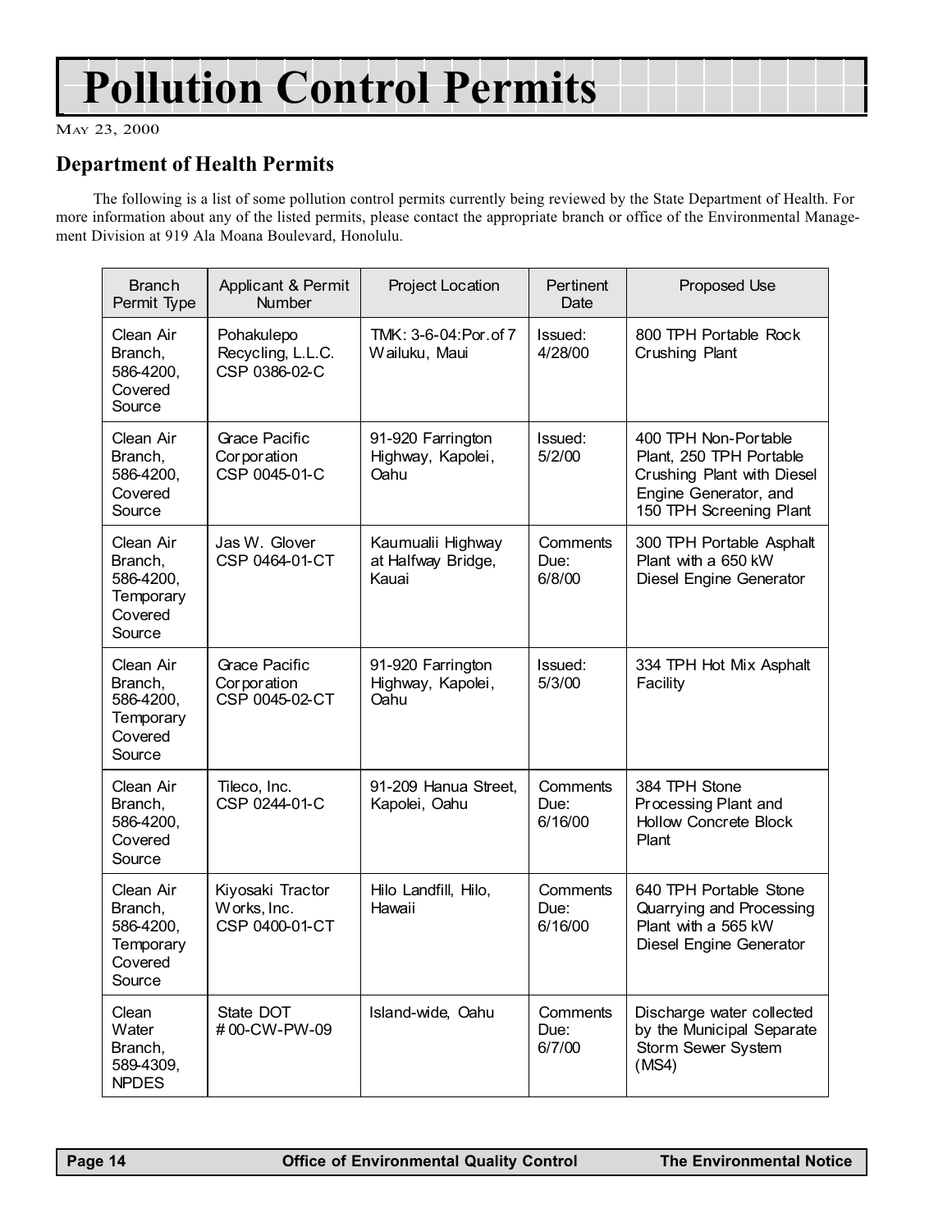# Pollution Control Permits

May 23, 2000

## Department of Health Permits

The following is a list of some pollution control permits currently being reviewed by the State Department of Health. For more information about any of the listed permits, please contact the appropriate branch or office of the Environmental Management Division at 919 Ala Moana Boulevard, Honolulu.

| Branch Permit Type | Applicant & Permit Number | Project Location | Pertinent Date | Proposed Use |
|---|---|---|---|---|
| Clean Air Branch, 586-4200, Covered Source | Pohakulepo Recycling, L.L.C. CSP 0386-02-C | TMK: 3-6-04:Por.of 7 Wailuku, Maui | Issued: 4/28/00 | 800 TPH Portable Rock Crushing Plant |
| Clean Air Branch, 586-4200, Covered Source | Grace Pacific Corporation CSP 0045-01-C | 91-920 Farrington Highway, Kapolei, Oahu | Issued: 5/2/00 | 400 TPH Non-Portable Plant, 250 TPH Portable Crushing Plant with Diesel Engine Generator, and 150 TPH Screening Plant |
| Clean Air Branch, 586-4200, Temporary Covered Source | Jas W. Glover CSP 0464-01-CT | Kaumualii Highway at Halfway Bridge, Kauai | Comments Due: 6/8/00 | 300 TPH Portable Asphalt Plant with a 650 kW Diesel Engine Generator |
| Clean Air Branch, 586-4200, Temporary Covered Source | Grace Pacific Corporation CSP 0045-02-CT | 91-920 Farrington Highway, Kapolei, Oahu | Issued: 5/3/00 | 334 TPH Hot Mix Asphalt Facility |
| Clean Air Branch, 586-4200, Covered Source | Tileco, Inc. CSP 0244-01-C | 91-209 Hanua Street, Kapolei, Oahu | Comments Due: 6/16/00 | 384 TPH Stone Processing Plant and Hollow Concrete Block Plant |
| Clean Air Branch, 586-4200, Temporary Covered Source | Kiyosaki Tractor Works, Inc. CSP 0400-01-CT | Hilo Landfill, Hilo, Hawaii | Comments Due: 6/16/00 | 640 TPH Portable Stone Quarrying and Processing Plant with a 565 kW Diesel Engine Generator |
| Clean Water Branch, 589-4309, NPDES | State DOT # 00-CW-PW-09 | Island-wide, Oahu | Comments Due: 6/7/00 | Discharge water collected by the Municipal Separate Storm Sewer System (MS4) |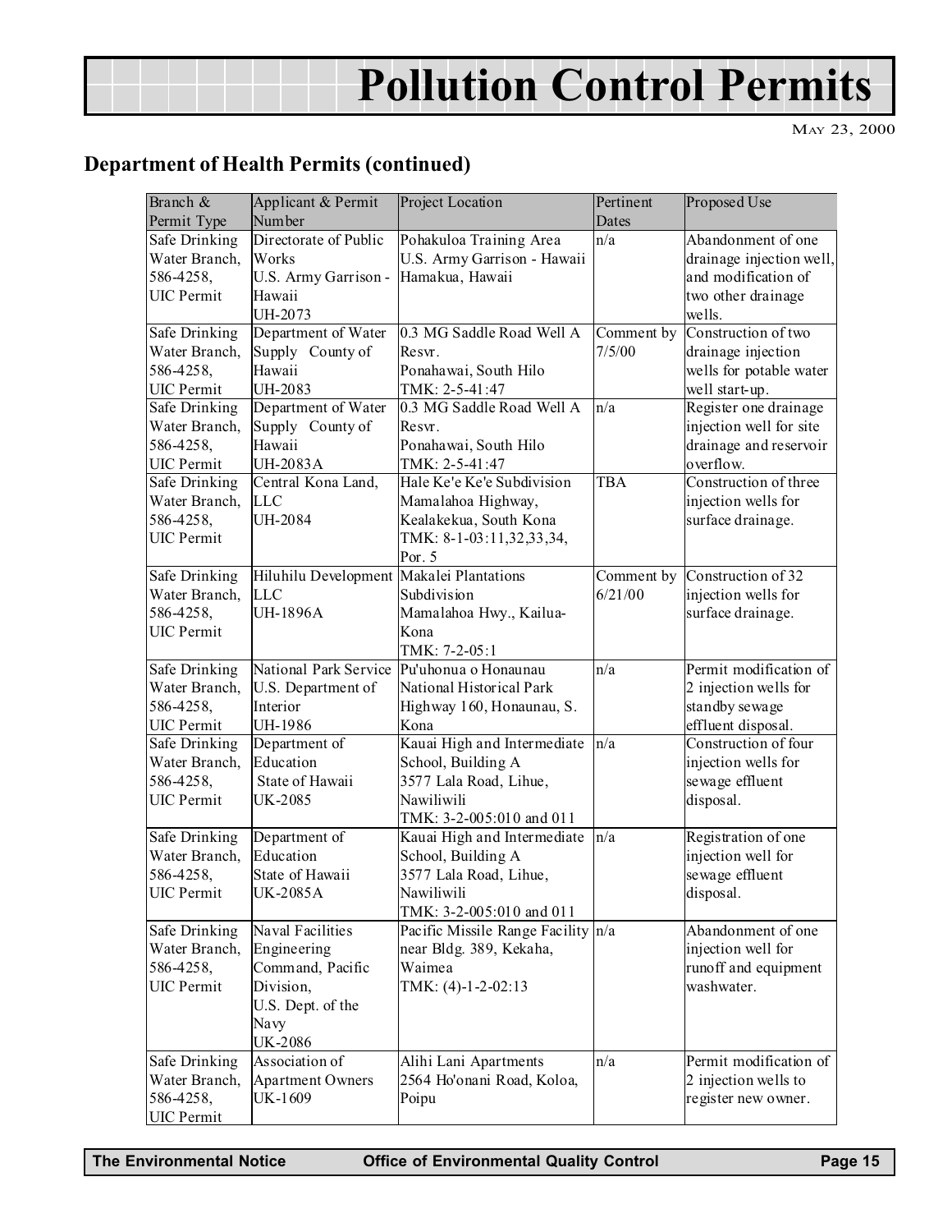# Pollution Control Permits

May 23, 2000

## Department of Health Permits (continued)

| Branch & Permit Type | Applicant & Permit Number | Project Location | Pertinent Dates | Proposed Use |
|---|---|---|---|---|
| Safe Drinking Water Branch, 586-4258, UIC Permit | Directorate of Public Works U.S. Army Garrison - Hawaii UH-2073 | Pohakuloa Training Area U.S. Army Garrison - Hawaii Hamakua, Hawaii | n/a | Abandonment of one drainage injection well, and modification of two other drainage wells. |
| Safe Drinking Water Branch, 586-4258, UIC Permit | Department of Water Supply County of Hawaii UH-2083 | 0.3 MG Saddle Road Well A Resvr. Ponahawai, South Hilo TMK: 2-5-41:47 | Comment by 7/5/00 | Construction of two drainage injection wells for potable water well start-up. |
| Safe Drinking Water Branch, 586-4258, UIC Permit | Department of Water Supply County of Hawaii UH-2083A | 0.3 MG Saddle Road Well A Resvr. Ponahawai, South Hilo TMK: 2-5-41:47 | n/a | Register one drainage injection well for site drainage and reservoir overflow. |
| Safe Drinking Water Branch, 586-4258, UIC Permit | Central Kona Land, LLC UH-2084 | Hale Ke'e Ke'e Subdivision Mamalahoa Highway, Kealakekua, South Kona TMK: 8-1-03:11,32,33,34, Por. 5 | TBA | Construction of three injection wells for surface drainage. |
| Safe Drinking Water Branch, 586-4258, UIC Permit | Hiluhilu Development LLC UH-1896A | Makalei Plantations Subdivision Mamalahoa Hwy., Kailua-Kona TMK: 7-2-05:1 | Comment by 6/21/00 | Construction of 32 injection wells for surface drainage. |
| Safe Drinking Water Branch, 586-4258, UIC Permit | National Park Service U.S. Department of Interior UH-1986 | Pu'uhonua o Honaunau National Historical Park Highway 160, Honaunau, S. Kona | n/a | Permit modification of 2 injection wells for standby sewage effluent disposal. |
| Safe Drinking Water Branch, 586-4258, UIC Permit | Department of Education State of Hawaii UK-2085 | Kauai High and Intermediate School, Building A 3577 Lala Road, Lihue, Nawiliwili TMK: 3-2-005:010 and 011 | n/a | Construction of four injection wells for sewage effluent disposal. |
| Safe Drinking Water Branch, 586-4258, UIC Permit | Department of Education State of Hawaii UK-2085A | Kauai High and Intermediate School, Building A 3577 Lala Road, Lihue, Nawiliwili TMK: 3-2-005:010 and 011 | n/a | Registration of one injection well for sewage effluent disposal. |
| Safe Drinking Water Branch, 586-4258, UIC Permit | Naval Facilities Engineering Command, Pacific Division, U.S. Dept. of the Navy UK-2086 | Pacific Missile Range Facility near Bldg. 389, Kekaha, Waimea TMK: (4)-1-2-02:13 | n/a | Abandonment of one injection well for runoff and equipment washwater. |
| Safe Drinking Water Branch, 586-4258, UIC Permit | Association of Apartment Owners UK-1609 | Alihi Lani Apartments 2564 Ho'onani Road, Koloa, Poipu | n/a | Permit modification of 2 injection wells to register new owner. |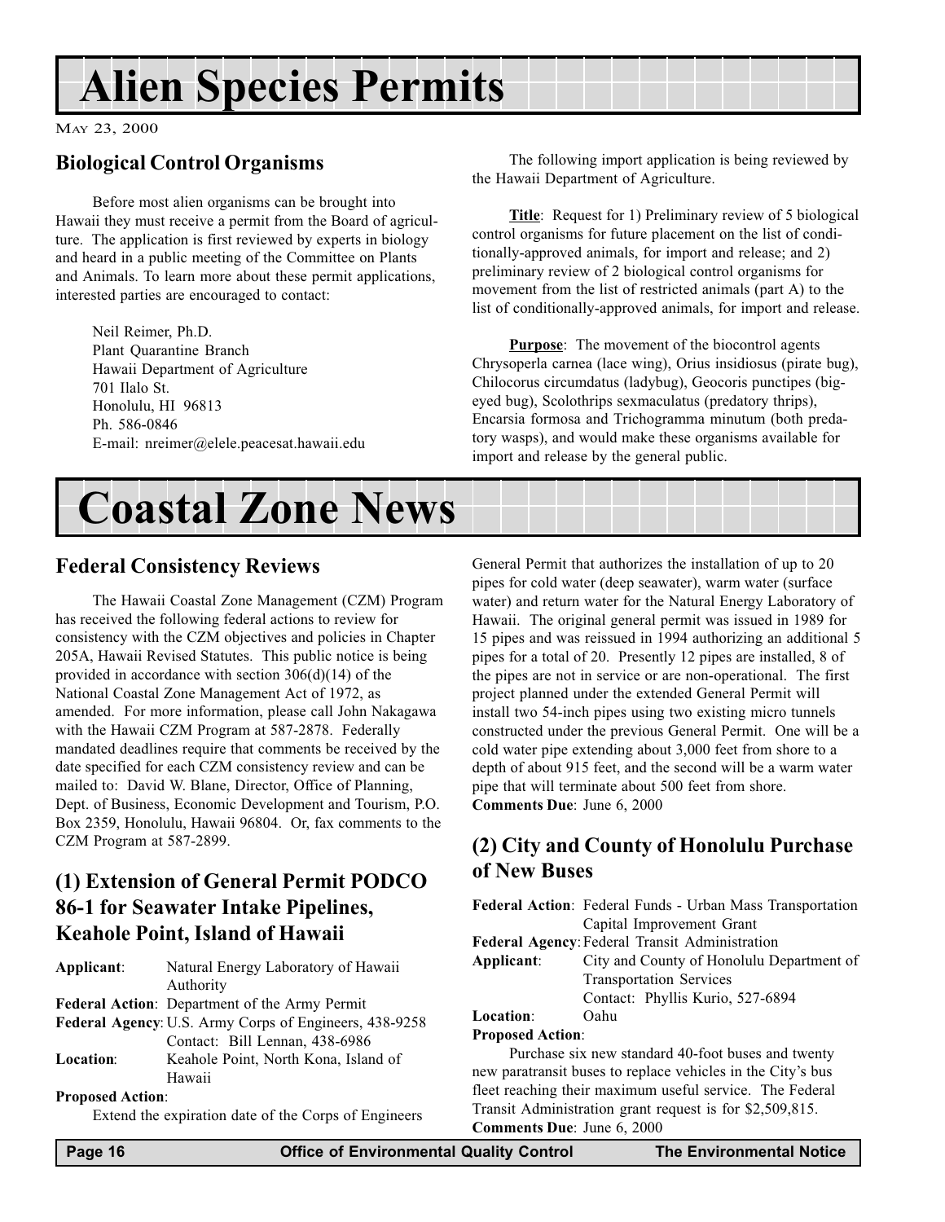# Alien Species Permits

MAY 23, 2000

## Biological Control Organisms

Before most alien organisms can be brought into Hawaii they must receive a permit from the Board of agriculture. The application is first reviewed by experts in biology and heard in a public meeting of the Committee on Plants and Animals. To learn more about these permit applications, interested parties are encouraged to contact:

Neil Reimer, Ph.D.
Plant Quarantine Branch
Hawaii Department of Agriculture
701 Ilalo St.
Honolulu, HI 96813
Ph. 586-0846
E-mail: nreimer@elele.peacesat.hawaii.edu

The following import application is being reviewed by the Hawaii Department of Agriculture.

**Title**: Request for 1) Preliminary review of 5 biological control organisms for future placement on the list of conditionally-approved animals, for import and release; and 2) preliminary review of 2 biological control organisms for movement from the list of restricted animals (part A) to the list of conditionally-approved animals, for import and release.

**Purpose**: The movement of the biocontrol agents Chrysoperla carnea (lace wing), Orius insidiosus (pirate bug), Chilocorus circumdatus (ladybug), Geocoris punctipes (big-eyed bug), Scolothrips sexmaculatus (predatory thrips), Encarsia formosa and Trichogramma minutum (both predatory wasps), and would make these organisms available for import and release by the general public.

# Coastal Zone News

## Federal Consistency Reviews

The Hawaii Coastal Zone Management (CZM) Program has received the following federal actions to review for consistency with the CZM objectives and policies in Chapter 205A, Hawaii Revised Statutes. This public notice is being provided in accordance with section 306(d)(14) of the National Coastal Zone Management Act of 1972, as amended. For more information, please call John Nakagawa with the Hawaii CZM Program at 587-2878. Federally mandated deadlines require that comments be received by the date specified for each CZM consistency review and can be mailed to: David W. Blane, Director, Office of Planning, Dept. of Business, Economic Development and Tourism, P.O. Box 2359, Honolulu, Hawaii 96804. Or, fax comments to the CZM Program at 587-2899.

## (1) Extension of General Permit PODCO 86-1 for Seawater Intake Pipelines, Keahole Point, Island of Hawaii

**Applicant**: Natural Energy Laboratory of Hawaii Authority
**Federal Action**: Department of the Army Permit
**Federal Agency**: U.S. Army Corps of Engineers, 438-9258
Contact: Bill Lennan, 438-6986
**Location**: Keahole Point, North Kona, Island of Hawaii
**Proposed Action**:

Extend the expiration date of the Corps of Engineers General Permit that authorizes the installation of up to 20 pipes for cold water (deep seawater), warm water (surface water) and return water for the Natural Energy Laboratory of Hawaii. The original general permit was issued in 1989 for 15 pipes and was reissued in 1994 authorizing an additional 5 pipes for a total of 20. Presently 12 pipes are installed, 8 of the pipes are not in service or are non-operational. The first project planned under the extended General Permit will install two 54-inch pipes using two existing micro tunnels constructed under the previous General Permit. One will be a cold water pipe extending about 3,000 feet from shore to a depth of about 915 feet, and the second will be a warm water pipe that will terminate about 500 feet from shore.
**Comments Due**: June 6, 2000

## (2) City and County of Honolulu Purchase of New Buses

**Federal Action**: Federal Funds - Urban Mass Transportation Capital Improvement Grant
**Federal Agency**: Federal Transit Administration
**Applicant**: City and County of Honolulu Department of Transportation Services
Contact: Phyllis Kurio, 527-6894
**Location**: Oahu
**Proposed Action**:

Purchase six new standard 40-foot buses and twenty new paratransit buses to replace vehicles in the City's bus fleet reaching their maximum useful service. The Federal Transit Administration grant request is for $2,509,815.
**Comments Due**: June 6, 2000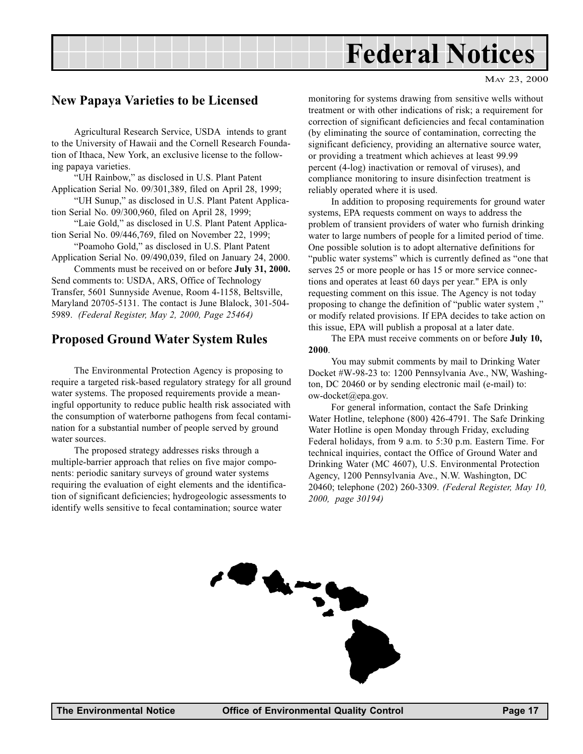# Federal Notices

MAY 23, 2000

## New Papaya Varieties to be Licensed

Agricultural Research Service, USDA intends to grant to the University of Hawaii and the Cornell Research Foundation of Ithaca, New York, an exclusive license to the following papaya varieties.

"UH Rainbow," as disclosed in U.S. Plant Patent Application Serial No. 09/301,389, filed on April 28, 1999;

"UH Sunup," as disclosed in U.S. Plant Patent Application Serial No. 09/300,960, filed on April 28, 1999;

"Laie Gold," as disclosed in U.S. Plant Patent Application Serial No. 09/446,769, filed on November 22, 1999;

"Poamoho Gold," as disclosed in U.S. Plant Patent Application Serial No. 09/490,039, filed on January 24, 2000.

Comments must be received on or before **July 31, 2000.** Send comments to: USDA, ARS, Office of Technology Transfer, 5601 Sunnyside Avenue, Room 4-1158, Beltsville, Maryland 20705-5131. The contact is June Blalock, 301-504-5989. *(Federal Register, May 2, 2000, Page 25464)*

## Proposed Ground Water System Rules

The Environmental Protection Agency is proposing to require a targeted risk-based regulatory strategy for all ground water systems. The proposed requirements provide a meaningful opportunity to reduce public health risk associated with the consumption of waterborne pathogens from fecal contamination for a substantial number of people served by ground water sources.

The proposed strategy addresses risks through a multiple-barrier approach that relies on five major components: periodic sanitary surveys of ground water systems requiring the evaluation of eight elements and the identification of significant deficiencies; hydrogeologic assessments to identify wells sensitive to fecal contamination; source water monitoring for systems drawing from sensitive wells without treatment or with other indications of risk; a requirement for correction of significant deficiencies and fecal contamination (by eliminating the source of contamination, correcting the significant deficiency, providing an alternative source water, or providing a treatment which achieves at least 99.99 percent (4-log) inactivation or removal of viruses), and compliance monitoring to insure disinfection treatment is reliably operated where it is used.

In addition to proposing requirements for ground water systems, EPA requests comment on ways to address the problem of transient providers of water who furnish drinking water to large numbers of people for a limited period of time. One possible solution is to adopt alternative definitions for "public water systems" which is currently defined as "one that serves 25 or more people or has 15 or more service connections and operates at least 60 days per year." EPA is only requesting comment on this issue. The Agency is not today proposing to change the definition of "public water system ," or modify related provisions. If EPA decides to take action on this issue, EPA will publish a proposal at a later date.

The EPA must receive comments on or before **July 10, 2000**.

You may submit comments by mail to Drinking Water Docket #W-98-23 to: 1200 Pennsylvania Ave., NW, Washington, DC 20460 or by sending electronic mail (e-mail) to: ow-docket@epa.gov.

For general information, contact the Safe Drinking Water Hotline, telephone (800) 426-4791. The Safe Drinking Water Hotline is open Monday through Friday, excluding Federal holidays, from 9 a.m. to 5:30 p.m. Eastern Time. For technical inquiries, contact the Office of Ground Water and Drinking Water (MC 4607), U.S. Environmental Protection Agency, 1200 Pennsylvania Ave., N.W. Washington, DC 20460; telephone (202) 260-3309. *(Federal Register, May 10, 2000, page 30194)*